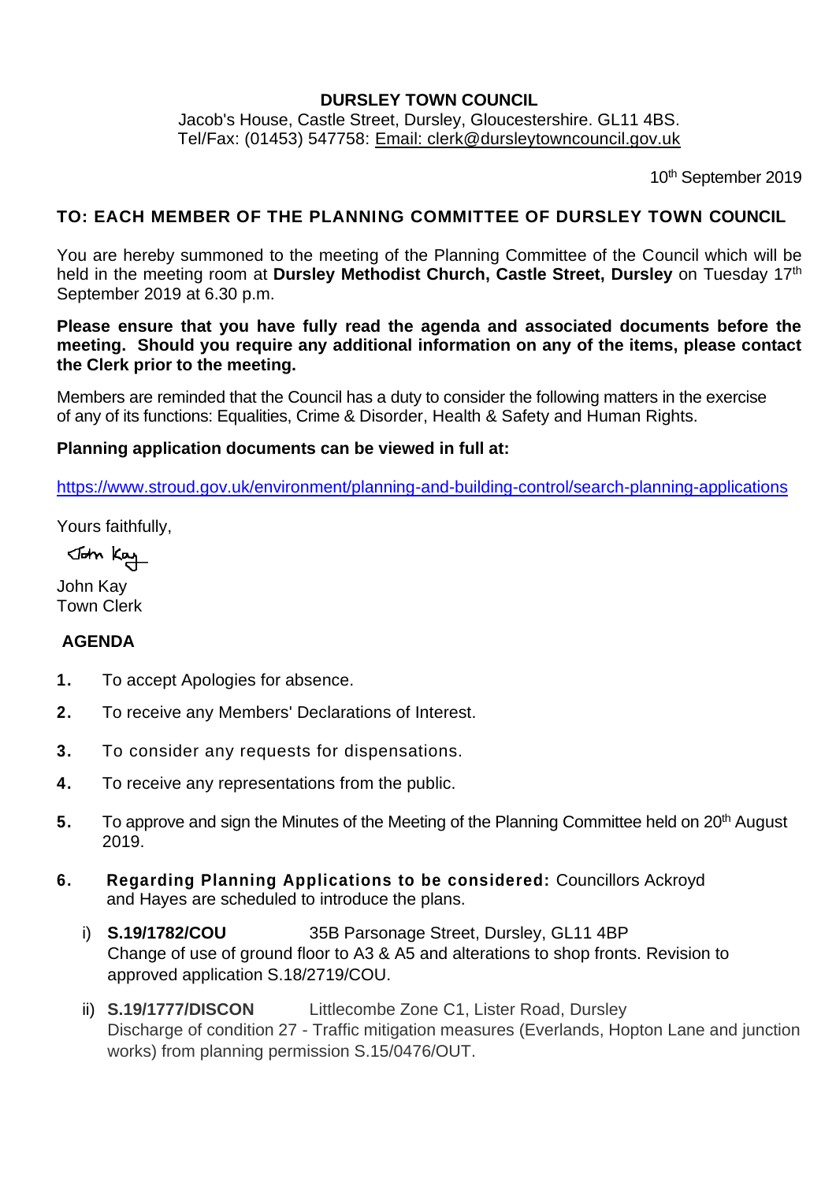**DURSLEY TOWN COUNCIL**

Jacob's House, Castle Street, Dursley, Gloucestershire. GL11 4BS.
Tel/Fax: (01453) 547758: Email: clerk@dursleytowncouncil.gov.uk

10th September 2019

**TO: EACH MEMBER OF THE PLANNING COMMITTEE OF DURSLEY TOWN COUNCIL**

You are hereby summoned to the meeting of the Planning Committee of the Council which will be held in the meeting room at **Dursley Methodist Church, Castle Street, Dursley** on Tuesday 17th September 2019 at 6.30 p.m.

**Please ensure that you have fully read the agenda and associated documents before the meeting. Should you require any additional information on any of the items, please contact the Clerk prior to the meeting.**

Members are reminded that the Council has a duty to consider the following matters in the exercise of any of its functions: Equalities, Crime & Disorder, Health & Safety and Human Rights.

**Planning application documents can be viewed in full at:**

https://www.stroud.gov.uk/environment/planning-and-building-control/search-planning-applications

Yours faithfully,

John Kay

John Kay
Town Clerk

**AGENDA**

1. To accept Apologies for absence.
2. To receive any Members' Declarations of Interest.
3. To consider any requests for dispensations.
4. To receive any representations from the public.
5. To approve and sign the Minutes of the Meeting of the Planning Committee held on 20th August 2019.
6. **Regarding Planning Applications to be considered:** Councillors Ackroyd and Hayes are scheduled to introduce the plans.

    i) **S.19/1782/COU** 35B Parsonage Street, Dursley, GL11 4BP
    Change of use of ground floor to A3 & A5 and alterations to shop fronts. Revision to approved application S.18/2719/COU.

    ii) **S.19/1777/DISCON** Littlecombe Zone C1, Lister Road, Dursley
    Discharge of condition 27 - Traffic mitigation measures (Everlands, Hopton Lane and junction works) from planning permission S.15/0476/OUT.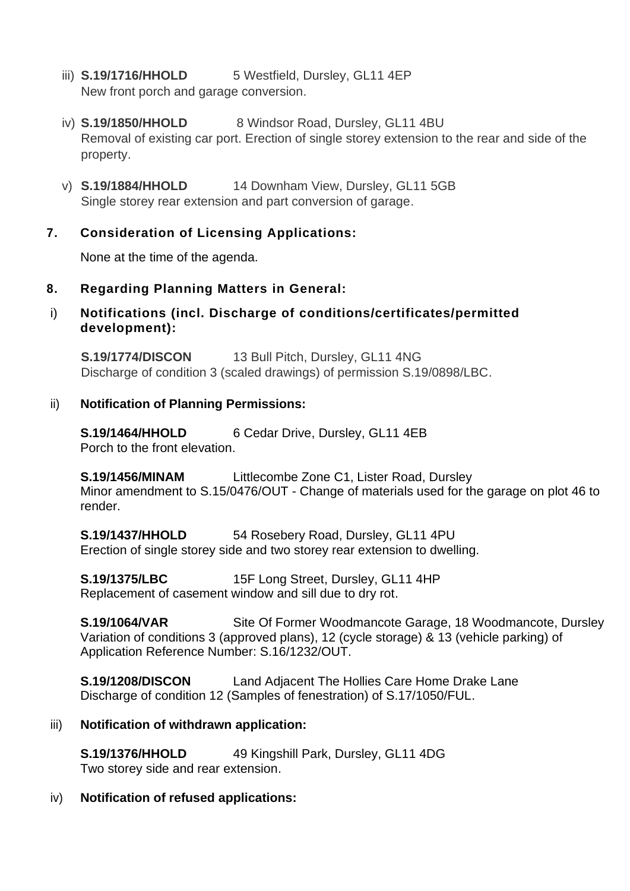iii) **S.19/1716/HHOLD** 5 Westfield, Dursley, GL11 4EP
New front porch and garage conversion.

iv) **S.19/1850/HHOLD** 8 Windsor Road, Dursley, GL11 4BU
Removal of existing car port. Erection of single storey extension to the rear and side of the property.

v) **S.19/1884/HHOLD** 14 Downham View, Dursley, GL11 5GB
Single storey rear extension and part conversion of garage.

**7. Consideration of Licensing Applications:**

None at the time of the agenda.

**8. Regarding Planning Matters in General:**

i) **Notifications (incl. Discharge of conditions/certificates/permitted development):**

**S.19/1774/DISCON** 13 Bull Pitch, Dursley, GL11 4NG
Discharge of condition 3 (scaled drawings) of permission S.19/0898/LBC.

ii) **Notification of Planning Permissions:**

**S.19/1464/HHOLD** 6 Cedar Drive, Dursley, GL11 4EB
Porch to the front elevation.

**S.19/1456/MINAM** Littlecombe Zone C1, Lister Road, Dursley
Minor amendment to S.15/0476/OUT - Change of materials used for the garage on plot 46 to render.

**S.19/1437/HHOLD** 54 Rosebery Road, Dursley, GL11 4PU
Erection of single storey side and two storey rear extension to dwelling.

**S.19/1375/LBC** 15F Long Street, Dursley, GL11 4HP
Replacement of casement window and sill due to dry rot.

**S.19/1064/VAR** Site Of Former Woodmancote Garage, 18 Woodmancote, Dursley
Variation of conditions 3 (approved plans), 12 (cycle storage) & 13 (vehicle parking) of Application Reference Number: S.16/1232/OUT.

**S.19/1208/DISCON** Land Adjacent The Hollies Care Home Drake Lane
Discharge of condition 12 (Samples of fenestration) of S.17/1050/FUL.

iii) **Notification of withdrawn application:**

**S.19/1376/HHOLD** 49 Kingshill Park, Dursley, GL11 4DG
Two storey side and rear extension.

iv) **Notification of refused applications:**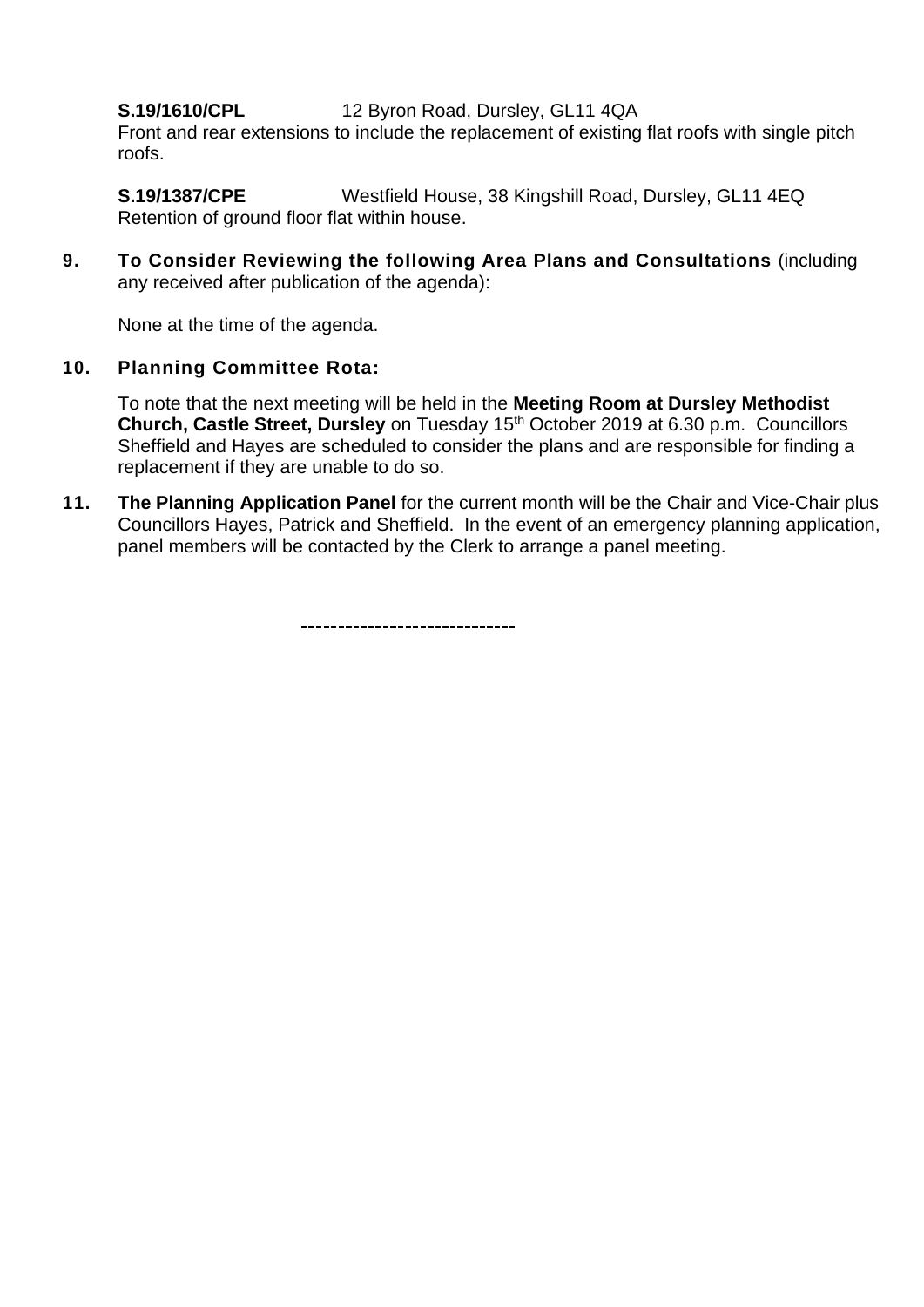**S.19/1610/CPL** 12 Byron Road, Dursley, GL11 4QA
Front and rear extensions to include the replacement of existing flat roofs with single pitch roofs.

**S.19/1387/CPE** Westfield House, 38 Kingshill Road, Dursley, GL11 4EQ
Retention of ground floor flat within house.

**9. To Consider Reviewing the following Area Plans and Consultations** (including any received after publication of the agenda):

None at the time of the agenda.

**10. Planning Committee Rota:**

To note that the next meeting will be held in the **Meeting Room at Dursley Methodist Church, Castle Street, Dursley** on Tuesday 15th October 2019 at 6.30 p.m. Councillors Sheffield and Hayes are scheduled to consider the plans and are responsible for finding a replacement if they are unable to do so.

**11. The Planning Application Panel** for the current month will be the Chair and Vice-Chair plus Councillors Hayes, Patrick and Sheffield. In the event of an emergency planning application, panel members will be contacted by the Clerk to arrange a panel meeting.

-----------------------------